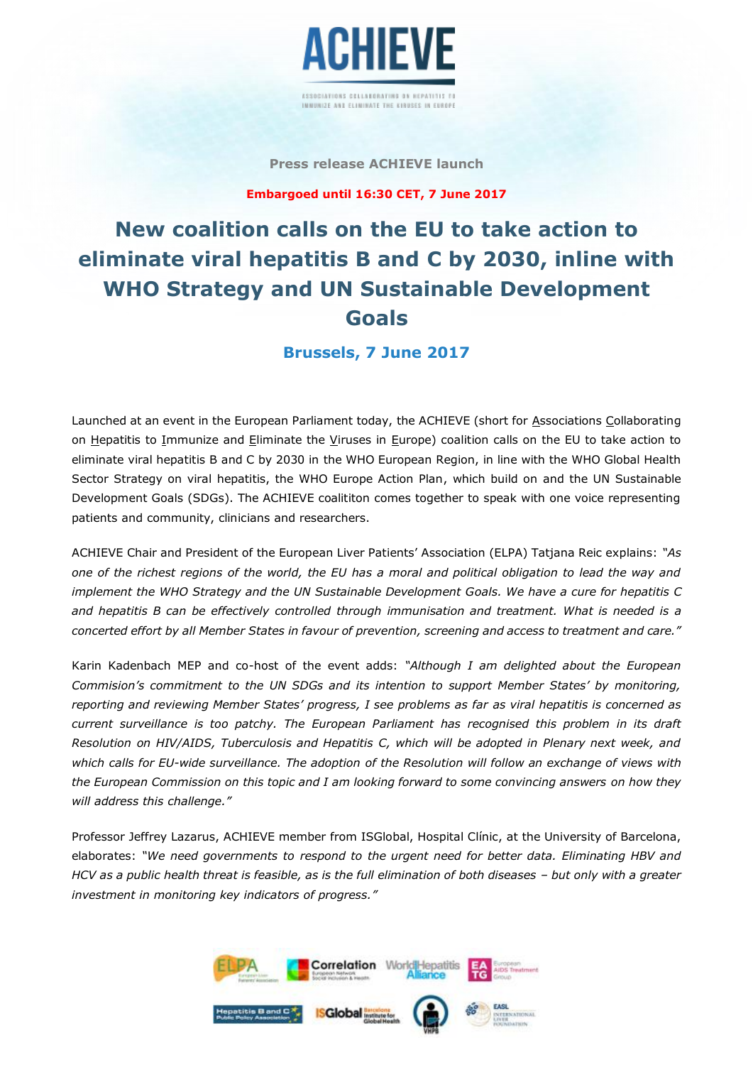# ACHIEVE

ASSOCIATIONS COLLABORATING ON HEPATITIS TO IMMUNIZE AND ELIMINATE THE VIRUSES IN EUROPE

**Press release ACHIEVE launch**

**Embargoed until 16:30 CET, 7 June 2017**

# New coalition calls on the EU to take action to eliminate viral hepatitis B and C by 2030, inline with WHO Strategy and UN Sustainable Development Goals

## Brussels, 7 June 2017

Launched at an event in the European Parliament today, the ACHIEVE (short for Associations Collaborating on Hepatitis to Immunize and Eliminate the Viruses in Europe) coalition calls on the EU to take action to eliminate viral hepatitis B and C by 2030 in the WHO European Region, in line with the WHO Global Health Sector Strategy on viral hepatitis, the WHO Europe Action Plan, which build on and the UN Sustainable Development Goals (SDGs). The ACHIEVE coalititon comes together to speak with one voice representing patients and community, clinicians and researchers.

ACHIEVE Chair and President of the European Liver Patients' Association (ELPA) Tatjana Reic explains: *"As one of the richest regions of the world, the EU has a moral and political obligation to lead the way and implement the WHO Strategy and the UN Sustainable Development Goals. We have a cure for hepatitis C and hepatitis B can be effectively controlled through immunisation and treatment. What is needed is a concerted effort by all Member States in favour of prevention, screening and access to treatment and care."*

Karin Kadenbach MEP and co-host of the event adds: *"Although I am delighted about the European Commision's commitment to the UN SDGs and its intention to support Member States' by monitoring, reporting and reviewing Member States' progress, I see problems as far as viral hepatitis is concerned as current surveillance is too patchy. The European Parliament has recognised this problem in its draft Resolution on HIV/AIDS, Tuberculosis and Hepatitis C, which will be adopted in Plenary next week, and which calls for EU-wide surveillance. The adoption of the Resolution will follow an exchange of views with the European Commission on this topic and I am looking forward to some convincing answers on how they will address this challenge."*

Professor Jeffrey Lazarus, ACHIEVE member from ISGlobal, Hospital Clínic, at the University of Barcelona, elaborates: *"We need governments to respond to the urgent need for better data. Eliminating HBV and HCV as a public health threat is feasible, as is the full elimination of both diseases – but only with a greater investment in monitoring key indicators of progress."*

ELPA European Liver Patients Association · Correlation European Network Social Inclusion & Health · World Hepatitis Alliance · EATG European AIDS Treatment Group · Hepatitis B and C Public Policy Association · ISGlobal Barcelona Institute for Global Health · VHPB · EASL International Liver Foundation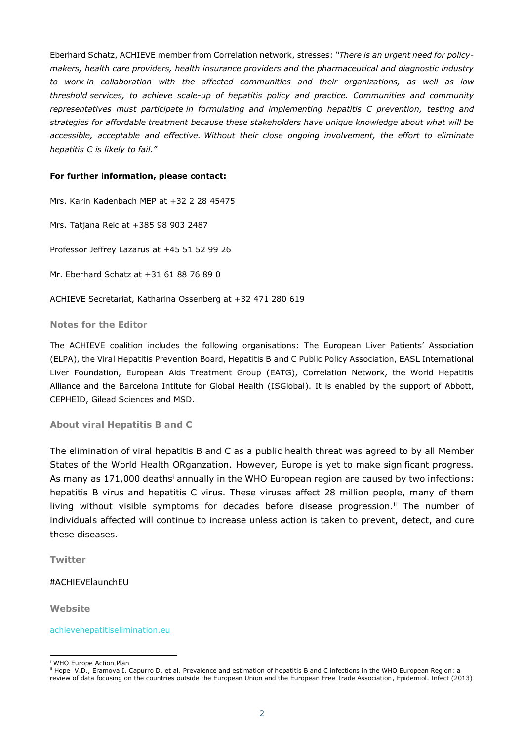Eberhard Schatz, ACHIEVE member from Correlation network, stresses: *"There is an urgent need for policy-makers, health care providers, health insurance providers and the pharmaceutical and diagnostic industry to work in collaboration with the affected communities and their organizations, as well as low threshold services, to achieve scale-up of hepatitis policy and practice. Communities and community representatives must participate in formulating and implementing hepatitis C prevention, testing and strategies for affordable treatment because these stakeholders have unique knowledge about what will be accessible, acceptable and effective. Without their close ongoing involvement, the effort to eliminate hepatitis C is likely to fail."*

**For further information, please contact:**

Mrs. Karin Kadenbach MEP at +32 2 28 45475

Mrs. Tatjana Reic at +385 98 903 2487

Professor Jeffrey Lazarus at +45 51 52 99 26

Mr. Eberhard Schatz at +31 61 88 76 89 0

ACHIEVE Secretariat, Katharina Ossenberg at +32 471 280 619

### Notes for the Editor

The ACHIEVE coalition includes the following organisations: The European Liver Patients' Association (ELPA), the Viral Hepatitis Prevention Board, Hepatitis B and C Public Policy Association, EASL International Liver Foundation, European Aids Treatment Group (EATG), Correlation Network, the World Hepatitis Alliance and the Barcelona Intitute for Global Health (ISGlobal). It is enabled by the support of Abbott, CEPHEID, Gilead Sciences and MSD.

### About viral Hepatitis B and C

The elimination of viral hepatitis B and C as a public health threat was agreed to by all Member States of the World Health ORganzation. However, Europe is yet to make significant progress. As many as 171,000 deaths[i] annually in the WHO European region are caused by two infections: hepatitis B virus and hepatitis C virus. These viruses affect 28 million people, many of them living without visible symptoms for decades before disease progression.[ii] The number of individuals affected will continue to increase unless action is taken to prevent, detect, and cure these diseases.

### Twitter

#ACHIEVElaunchEU

### Website

achievehepatitiselimination.eu

---

[i] WHO Europe Action Plan

[ii] Hope V.D., Eramova I. Capurro D. et al. Prevalence and estimation of hepatitis B and C infections in the WHO European Region: a review of data focusing on the countries outside the European Union and the European Free Trade Association, Epidemiol. Infect (2013)